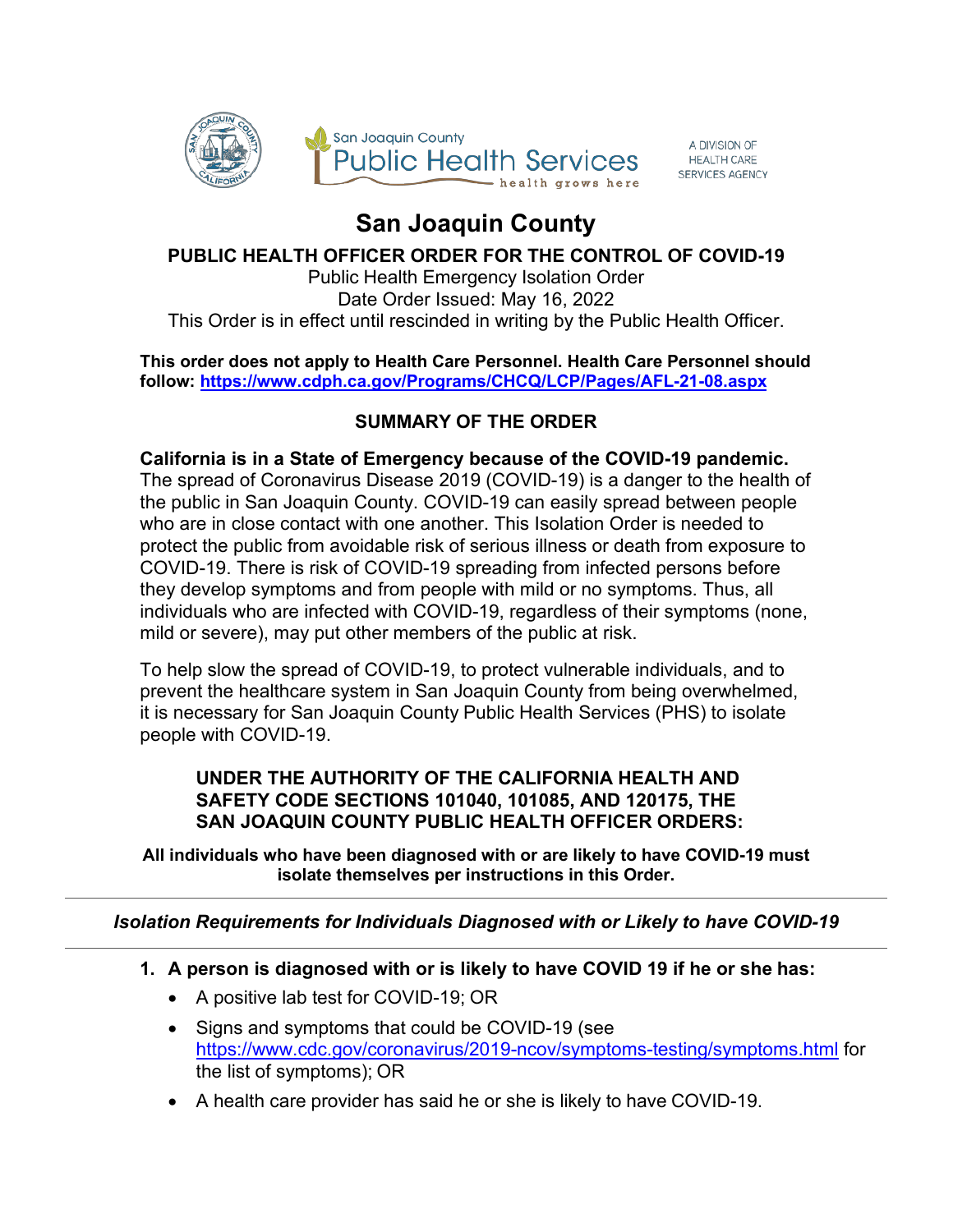San Joaquin County Public Health Services — health grows here

A DIVISION OF HEALTH CARE SERVICES AGENCY

# San Joaquin County

## PUBLIC HEALTH OFFICER ORDER FOR THE CONTROL OF COVID-19

Public Health Emergency Isolation Order
Date Order Issued: May 16, 2022
This Order is in effect until rescinded in writing by the Public Health Officer.

**This order does not apply to Health Care Personnel. Health Care Personnel should follow: https://www.cdph.ca.gov/Programs/CHCQ/LCP/Pages/AFL-21-08.aspx**

## SUMMARY OF THE ORDER

**California is in a State of Emergency because of the COVID-19 pandemic.** The spread of Coronavirus Disease 2019 (COVID-19) is a danger to the health of the public in San Joaquin County. COVID-19 can easily spread between people who are in close contact with one another. This Isolation Order is needed to protect the public from avoidable risk of serious illness or death from exposure to COVID-19. There is risk of COVID-19 spreading from infected persons before they develop symptoms and from people with mild or no symptoms. Thus, all individuals who are infected with COVID-19, regardless of their symptoms (none, mild or severe), may put other members of the public at risk.

To help slow the spread of COVID-19, to protect vulnerable individuals, and to prevent the healthcare system in San Joaquin County from being overwhelmed, it is necessary for San Joaquin County Public Health Services (PHS) to isolate people with COVID-19.

**UNDER THE AUTHORITY OF THE CALIFORNIA HEALTH AND SAFETY CODE SECTIONS 101040, 101085, AND 120175, THE SAN JOAQUIN COUNTY PUBLIC HEALTH OFFICER ORDERS:**

**All individuals who have been diagnosed with or are likely to have COVID-19 must isolate themselves per instructions in this Order.**

---

### *Isolation Requirements for Individuals Diagnosed with or Likely to have COVID-19*

---

1. **A person is diagnosed with or is likely to have COVID 19 if he or she has:**
   - A positive lab test for COVID-19; OR
   - Signs and symptoms that could be COVID-19 (see https://www.cdc.gov/coronavirus/2019-ncov/symptoms-testing/symptoms.html for the list of symptoms); OR
   - A health care provider has said he or she is likely to have COVID-19.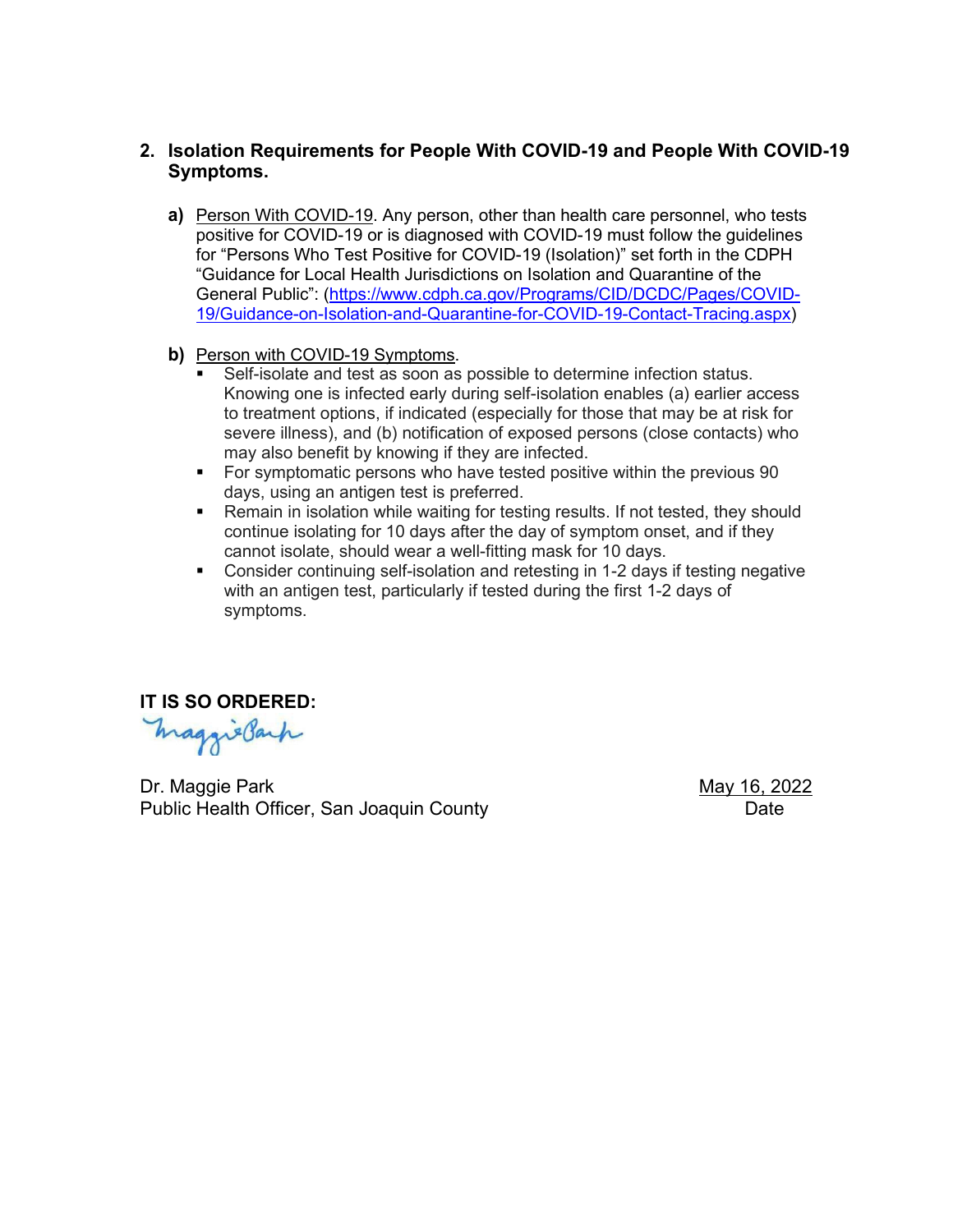## 2. Isolation Requirements for People With COVID-19 and People With COVID-19 Symptoms.

**a)** Person With COVID-19. Any person, other than health care personnel, who tests positive for COVID-19 or is diagnosed with COVID-19 must follow the guidelines for "Persons Who Test Positive for COVID-19 (Isolation)" set forth in the CDPH "Guidance for Local Health Jurisdictions on Isolation and Quarantine of the General Public": (https://www.cdph.ca.gov/Programs/CID/DCDC/Pages/COVID-19/Guidance-on-Isolation-and-Quarantine-for-COVID-19-Contact-Tracing.aspx)

**b)** Person with COVID-19 Symptoms.

- Self-isolate and test as soon as possible to determine infection status. Knowing one is infected early during self-isolation enables (a) earlier access to treatment options, if indicated (especially for those that may be at risk for severe illness), and (b) notification of exposed persons (close contacts) who may also benefit by knowing if they are infected.
- For symptomatic persons who have tested positive within the previous 90 days, using an antigen test is preferred.
- Remain in isolation while waiting for testing results. If not tested, they should continue isolating for 10 days after the day of symptom onset, and if they cannot isolate, should wear a well-fitting mask for 10 days.
- Consider continuing self-isolation and retesting in 1-2 days if testing negative with an antigen test, particularly if tested during the first 1-2 days of symptoms.

**IT IS SO ORDERED:**

Dr. Maggie Park
Public Health Officer, San Joaquin County

May 16, 2022
Date